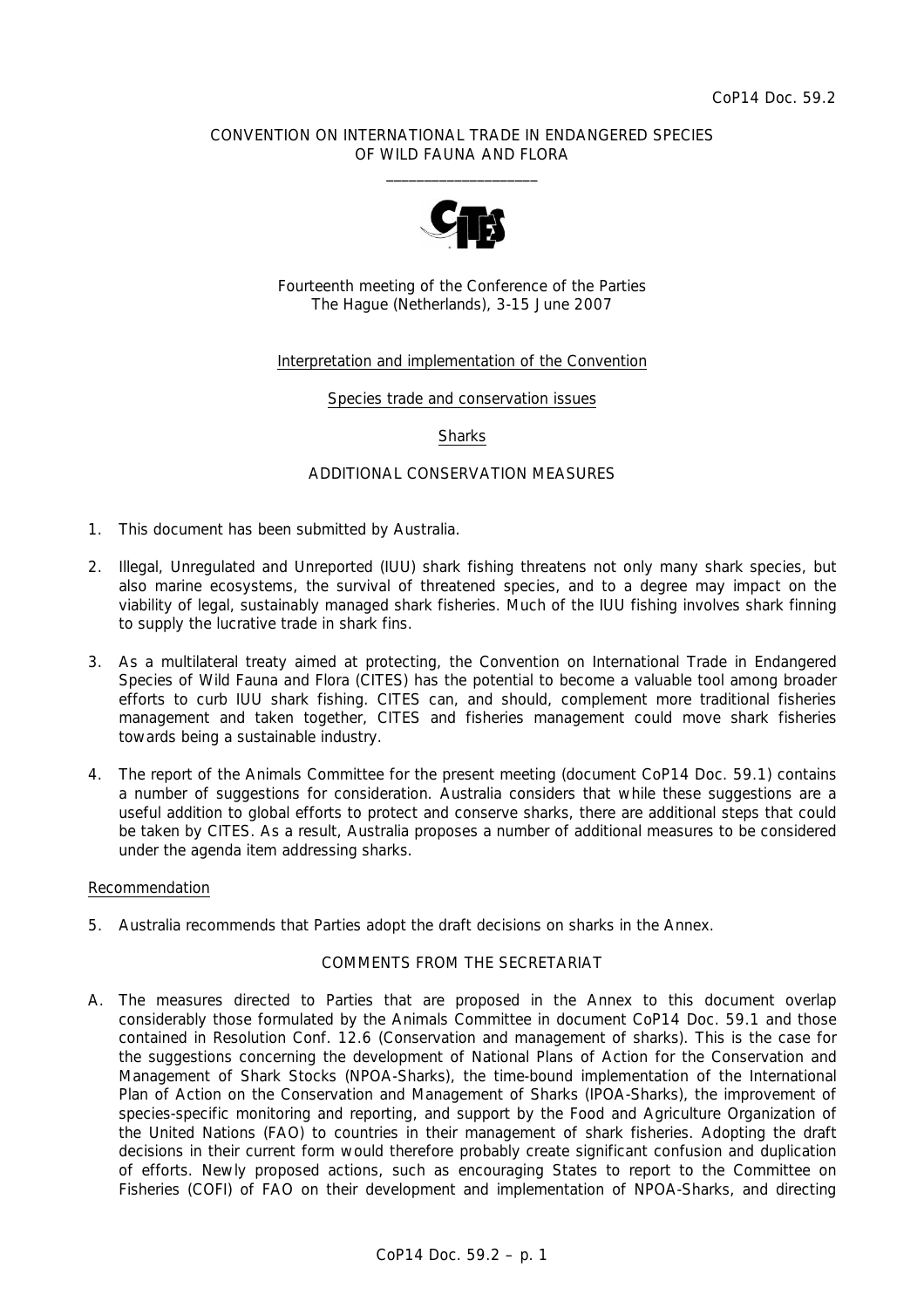CoP14 Doc. 59.2

CONVENTION ON INTERNATIONAL TRADE IN ENDANGERED SPECIES OF WILD FAUNA AND FLORA

Fourteenth meeting of the Conference of the Parties
The Hague (Netherlands), 3-15 June 2007

Interpretation and implementation of the Convention

Species trade and conservation issues

Sharks

ADDITIONAL CONSERVATION MEASURES

1. This document has been submitted by Australia.

2. Illegal, Unregulated and Unreported (IUU) shark fishing threatens not only many shark species, but also marine ecosystems, the survival of threatened species, and to a degree may impact on the viability of legal, sustainably managed shark fisheries. Much of the IUU fishing involves shark finning to supply the lucrative trade in shark fins.

3. As a multilateral treaty aimed at protecting, the Convention on International Trade in Endangered Species of Wild Fauna and Flora (CITES) has the potential to become a valuable tool among broader efforts to curb IUU shark fishing. CITES can, and should, complement more traditional fisheries management and taken together, CITES and fisheries management could move shark fisheries towards being a sustainable industry.

4. The report of the Animals Committee for the present meeting (document CoP14 Doc. 59.1) contains a number of suggestions for consideration. Australia considers that while these suggestions are a useful addition to global efforts to protect and conserve sharks, there are additional steps that could be taken by CITES. As a result, Australia proposes a number of additional measures to be considered under the agenda item addressing sharks.

Recommendation

5. Australia recommends that Parties adopt the draft decisions on sharks in the Annex.

COMMENTS FROM THE SECRETARIAT

A. The measures directed to Parties that are proposed in the Annex to this document overlap considerably those formulated by the Animals Committee in document CoP14 Doc. 59.1 and those contained in Resolution Conf. 12.6 (Conservation and management of sharks). This is the case for the suggestions concerning the development of National Plans of Action for the Conservation and Management of Shark Stocks (NPOA-Sharks), the time-bound implementation of the International Plan of Action on the Conservation and Management of Sharks (IPOA-Sharks), the improvement of species-specific monitoring and reporting, and support by the Food and Agriculture Organization of the United Nations (FAO) to countries in their management of shark fisheries. Adopting the draft decisions in their current form would therefore probably create significant confusion and duplication of efforts. Newly proposed actions, such as encouraging States to report to the Committee on Fisheries (COFI) of FAO on their development and implementation of NPOA-Sharks, and directing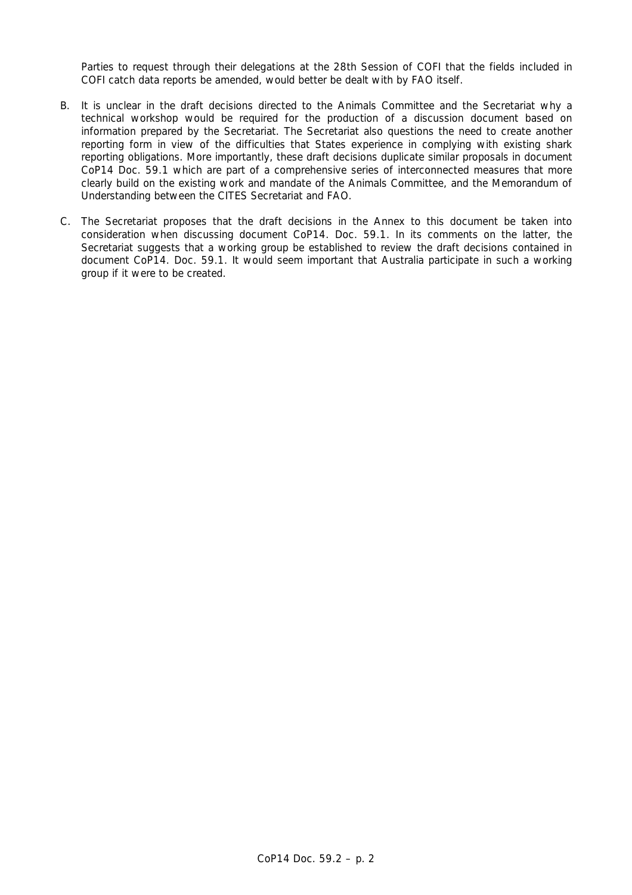Parties to request through their delegations at the 28th Session of COFI that the fields included in COFI catch data reports be amended, would better be dealt with by FAO itself.

B. It is unclear in the draft decisions directed to the Animals Committee and the Secretariat why a technical workshop would be required for the production of a discussion document based on information prepared by the Secretariat. The Secretariat also questions the need to create another reporting form in view of the difficulties that States experience in complying with existing shark reporting obligations. More importantly, these draft decisions duplicate similar proposals in document CoP14 Doc. 59.1 which are part of a comprehensive series of interconnected measures that more clearly build on the existing work and mandate of the Animals Committee, and the Memorandum of Understanding between the CITES Secretariat and FAO.

C. The Secretariat proposes that the draft decisions in the Annex to this document be taken into consideration when discussing document CoP14. Doc. 59.1. In its comments on the latter, the Secretariat suggests that a working group be established to review the draft decisions contained in document CoP14. Doc. 59.1. It would seem important that Australia participate in such a working group if it were to be created.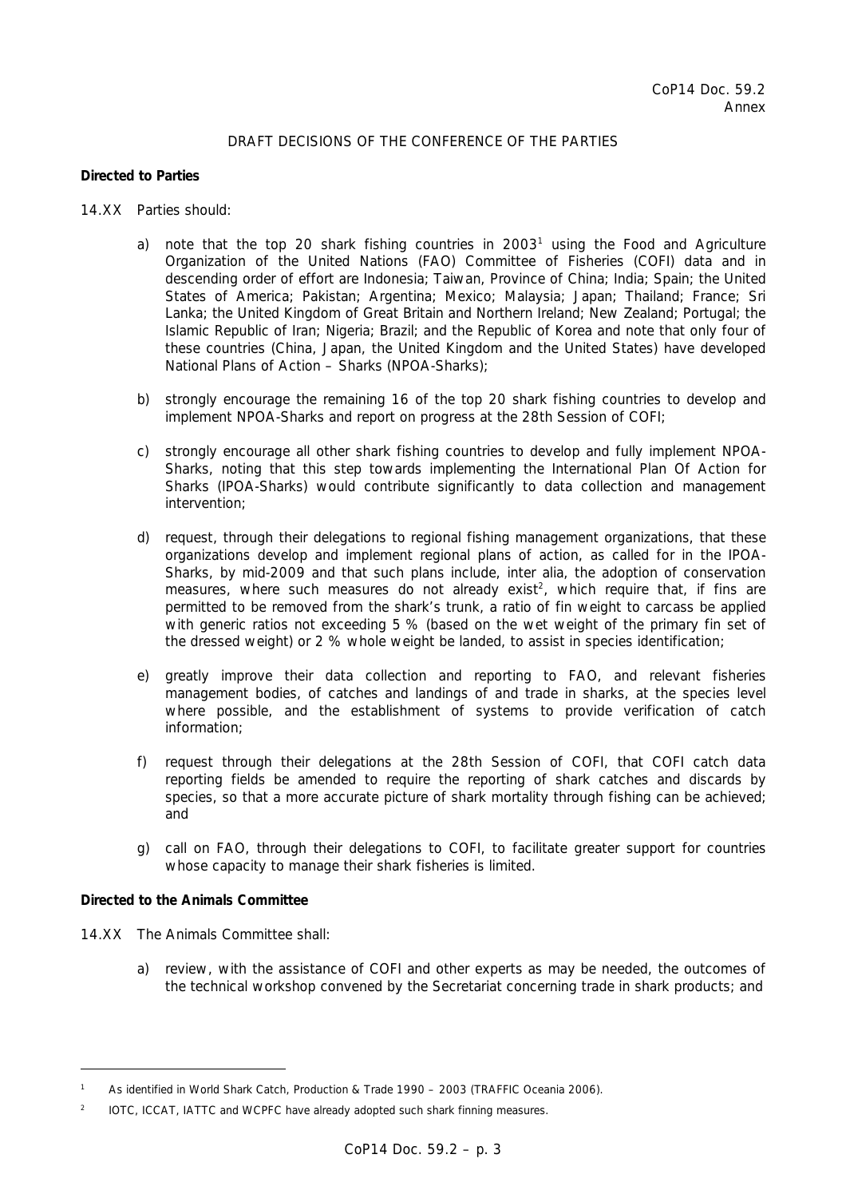CoP14 Doc. 59.2
Annex

DRAFT DECISIONS OF THE CONFERENCE OF THE PARTIES

**Directed to Parties**

14.XX Parties should:

a) note that the top 20 shark fishing countries in 2003[1] using the Food and Agriculture Organization of the United Nations (FAO) Committee of Fisheries (COFI) data and in descending order of effort are Indonesia; Taiwan, Province of China; India; Spain; the United States of America; Pakistan; Argentina; Mexico; Malaysia; Japan; Thailand; France; Sri Lanka; the United Kingdom of Great Britain and Northern Ireland; New Zealand; Portugal; the Islamic Republic of Iran; Nigeria; Brazil; and the Republic of Korea and note that only four of these countries (China, Japan, the United Kingdom and the United States) have developed National Plans of Action – Sharks (NPOA-Sharks);

b) strongly encourage the remaining 16 of the top 20 shark fishing countries to develop and implement NPOA-Sharks and report on progress at the 28th Session of COFI;

c) strongly encourage all other shark fishing countries to develop and fully implement NPOA-Sharks, noting that this step towards implementing the International Plan Of Action for Sharks (IPOA-Sharks) would contribute significantly to data collection and management intervention;

d) request, through their delegations to regional fishing management organizations, that these organizations develop and implement regional plans of action, as called for in the IPOA-Sharks, by mid-2009 and that such plans include, inter alia, the adoption of conservation measures, where such measures do not already exist[2], which require that, if fins are permitted to be removed from the shark's trunk, a ratio of fin weight to carcass be applied with generic ratios not exceeding 5 % (based on the wet weight of the primary fin set of the dressed weight) or 2 % whole weight be landed, to assist in species identification;

e) greatly improve their data collection and reporting to FAO, and relevant fisheries management bodies, of catches and landings of and trade in sharks, at the species level where possible, and the establishment of systems to provide verification of catch information;

f) request through their delegations at the 28th Session of COFI, that COFI catch data reporting fields be amended to require the reporting of shark catches and discards by species, so that a more accurate picture of shark mortality through fishing can be achieved; and

g) call on FAO, through their delegations to COFI, to facilitate greater support for countries whose capacity to manage their shark fisheries is limited.

**Directed to the Animals Committee**

14.XX The Animals Committee shall:

a) review, with the assistance of COFI and other experts as may be needed, the outcomes of the technical workshop convened by the Secretariat concerning trade in shark products; and

---

[1] As identified in World Shark Catch, Production & Trade 1990 – 2003 (TRAFFIC Oceania 2006).

[2] IOTC, ICCAT, IATTC and WCPFC have already adopted such shark finning measures.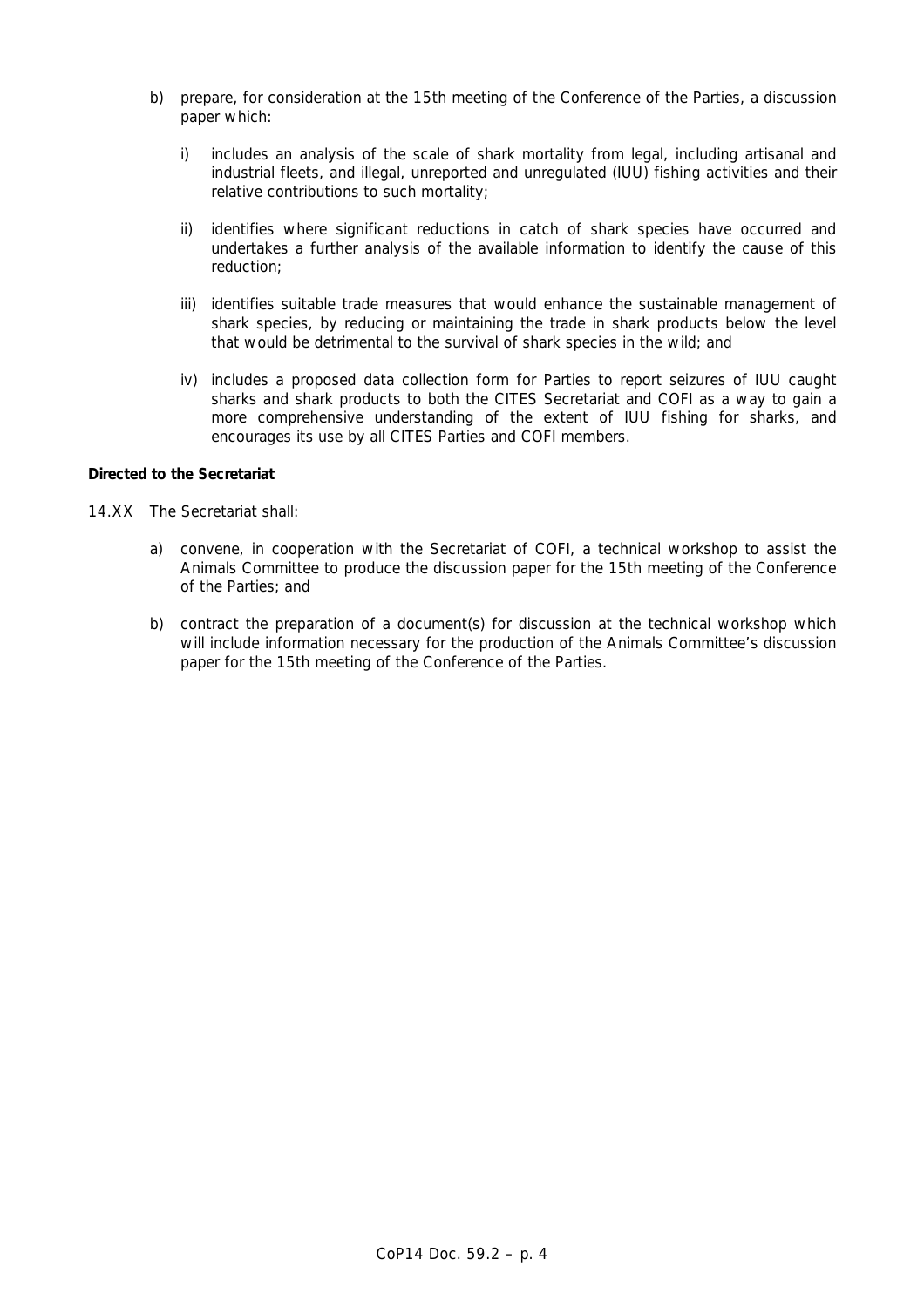b) prepare, for consideration at the 15th meeting of the Conference of the Parties, a discussion paper which:

   i) includes an analysis of the scale of shark mortality from legal, including artisanal and industrial fleets, and illegal, unreported and unregulated (IUU) fishing activities and their relative contributions to such mortality;

   ii) identifies where significant reductions in catch of shark species have occurred and undertakes a further analysis of the available information to identify the cause of this reduction;

   iii) identifies suitable trade measures that would enhance the sustainable management of shark species, by reducing or maintaining the trade in shark products below the level that would be detrimental to the survival of shark species in the wild; and

   iv) includes a proposed data collection form for Parties to report seizures of IUU caught sharks and shark products to both the CITES Secretariat and COFI as a way to gain a more comprehensive understanding of the extent of IUU fishing for sharks, and encourages its use by all CITES Parties and COFI members.

**Directed to the Secretariat**

14.XX The Secretariat shall:

a) convene, in cooperation with the Secretariat of COFI, a technical workshop to assist the Animals Committee to produce the discussion paper for the 15th meeting of the Conference of the Parties; and

b) contract the preparation of a document(s) for discussion at the technical workshop which will include information necessary for the production of the Animals Committee's discussion paper for the 15th meeting of the Conference of the Parties.